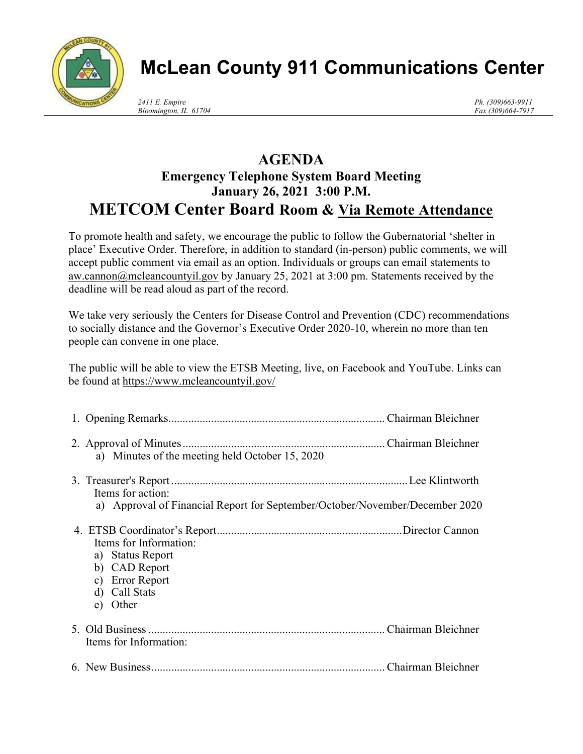# McLean County 911 Communications Center

*2411 E. Empire*
*Bloomington, IL 61704*

*Ph. (309)663-9911*
*Fax (309)664-7917*

## AGENDA

### Emergency Telephone System Board Meeting
### January 26, 2021 3:00 P.M.
### METCOM Center Board Room & Via Remote Attendance

To promote health and safety, we encourage the public to follow the Gubernatorial 'shelter in place' Executive Order. Therefore, in addition to standard (in-person) public comments, we will accept public comment via email as an option. Individuals or groups can email statements to aw.cannon@mcleancountyil.gov by January 25, 2021 at 3:00 pm. Statements received by the deadline will be read aloud as part of the record.

We take very seriously the Centers for Disease Control and Prevention (CDC) recommendations to socially distance and the Governor's Executive Order 2020-10, wherein no more than ten people can convene in one place.

The public will be able to view the ETSB Meeting, live, on Facebook and YouTube. Links can be found at https://www.mcleancountyil.gov/

1. Opening Remarks........................................................................... Chairman Bleichner
2. Approval of Minutes....................................................................... Chairman Bleichner
   a) Minutes of the meeting held October 15, 2020
3. Treasurer's Report.......................................................................... Lee Klintworth
   Items for action:
   a) Approval of Financial Report for September/October/November/December 2020
4. ETSB Coordinator's Report................................................................ Director Cannon
   Items for Information:
   a) Status Report
   b) CAD Report
   c) Error Report
   d) Call Stats
   e) Other
5. Old Business.................................................................................. Chairman Bleichner
   Items for Information:
6. New Business................................................................................. Chairman Bleichner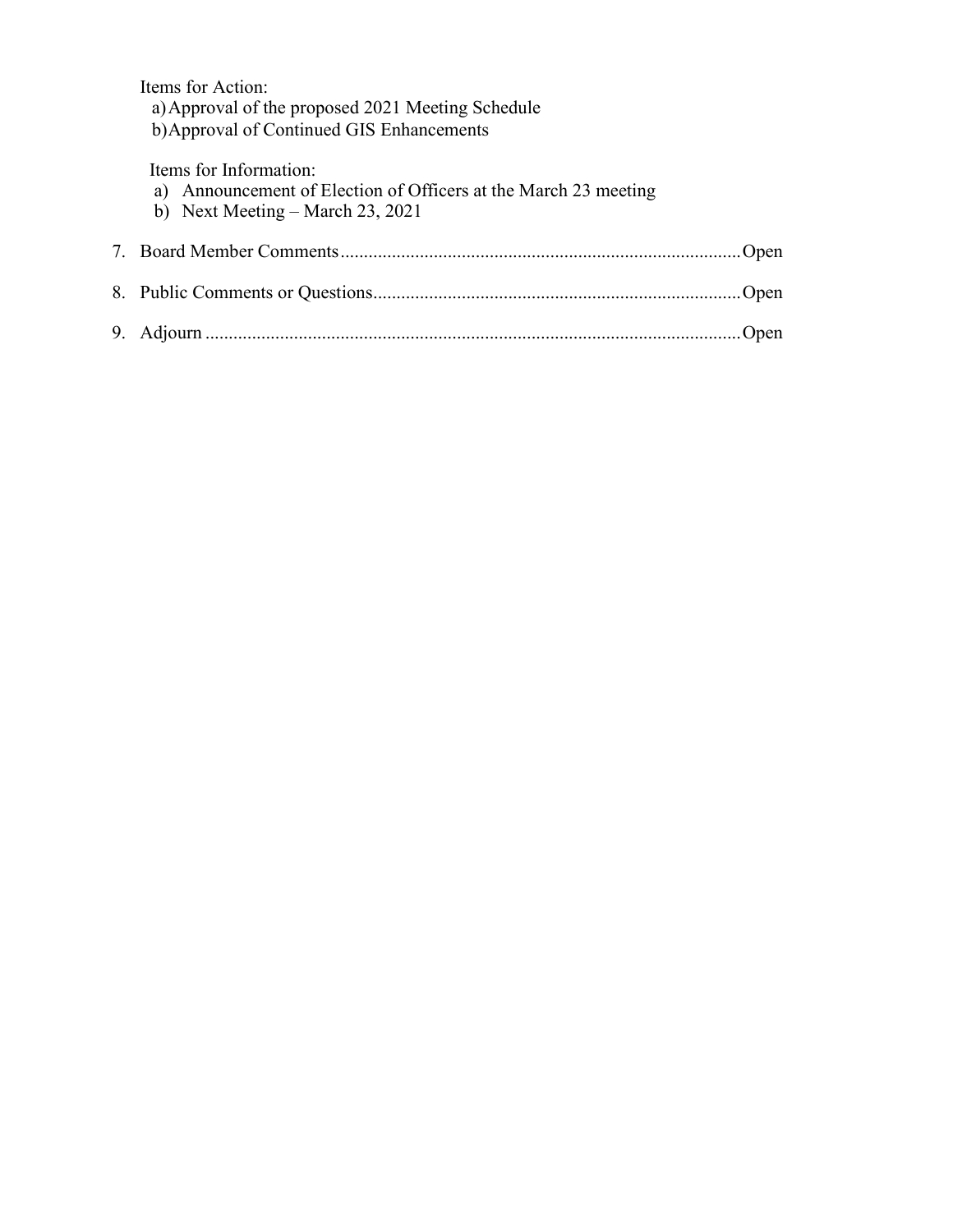Items for Action:

a) Approval of the proposed 2021 Meeting Schedule
b) Approval of Continued GIS Enhancements

Items for Information:

a) Announcement of Election of Officers at the March 23 meeting
b) Next Meeting – March 23, 2021

7. Board Member Comments......................................................................................Open

8. Public Comments or Questions..............................................................................Open

9. Adjourn ...................................................................................................................Open